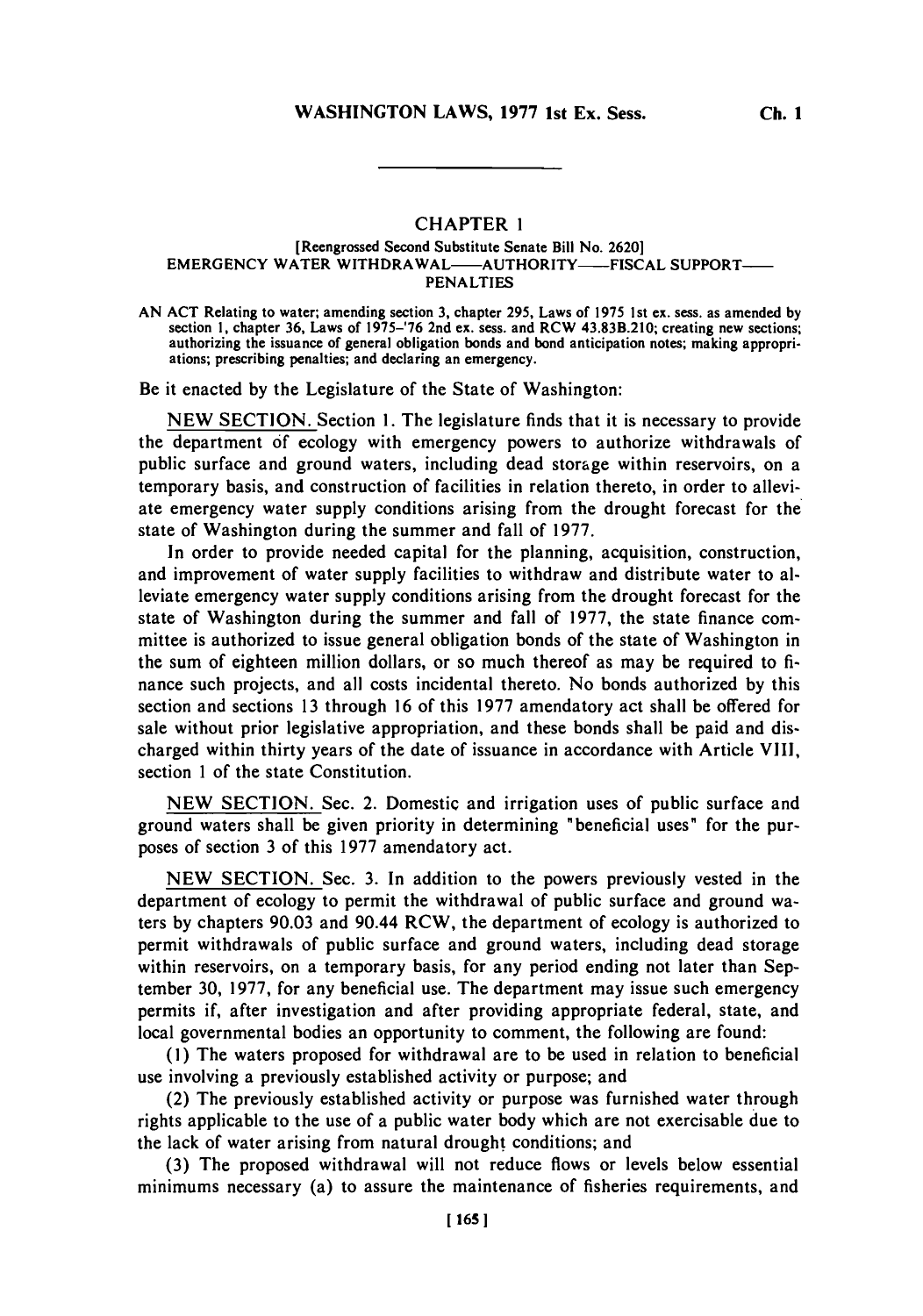# CHAPTER 1

[Reengrossed Second Substitute Senate Bill No. 2620]

EMERGENCY WATER WITHDRAWAL——AUTHORITY——FISCAL SUPPORT——PENALTIES

AN ACT Relating to water; amending section 3, chapter 295, Laws of 1975 1st ex. sess. as amended by section 1, chapter 36, Laws of 1975–'76 2nd ex. sess. and RCW 43.83B.210; creating new sections; authorizing the issuance of general obligation bonds and bond anticipation notes; making appropriations; prescribing penalties; and declaring an emergency.

Be it enacted by the Legislature of the State of Washington:

NEW SECTION. Section 1. The legislature finds that it is necessary to provide the department of ecology with emergency powers to authorize withdrawals of public surface and ground waters, including dead storage within reservoirs, on a temporary basis, and construction of facilities in relation thereto, in order to alleviate emergency water supply conditions arising from the drought forecast for the state of Washington during the summer and fall of 1977.

In order to provide needed capital for the planning, acquisition, construction, and improvement of water supply facilities to withdraw and distribute water to alleviate emergency water supply conditions arising from the drought forecast for the state of Washington during the summer and fall of 1977, the state finance committee is authorized to issue general obligation bonds of the state of Washington in the sum of eighteen million dollars, or so much thereof as may be required to finance such projects, and all costs incidental thereto. No bonds authorized by this section and sections 13 through 16 of this 1977 amendatory act shall be offered for sale without prior legislative appropriation, and these bonds shall be paid and discharged within thirty years of the date of issuance in accordance with Article VIII, section 1 of the state Constitution.

NEW SECTION. Sec. 2. Domestic and irrigation uses of public surface and ground waters shall be given priority in determining "beneficial uses" for the purposes of section 3 of this 1977 amendatory act.

NEW SECTION. Sec. 3. In addition to the powers previously vested in the department of ecology to permit the withdrawal of public surface and ground waters by chapters 90.03 and 90.44 RCW, the department of ecology is authorized to permit withdrawals of public surface and ground waters, including dead storage within reservoirs, on a temporary basis, for any period ending not later than September 30, 1977, for any beneficial use. The department may issue such emergency permits if, after investigation and after providing appropriate federal, state, and local governmental bodies an opportunity to comment, the following are found:

(1) The waters proposed for withdrawal are to be used in relation to beneficial use involving a previously established activity or purpose; and

(2) The previously established activity or purpose was furnished water through rights applicable to the use of a public water body which are not exercisable due to the lack of water arising from natural drought conditions; and

(3) The proposed withdrawal will not reduce flows or levels below essential minimums necessary (a) to assure the maintenance of fisheries requirements, and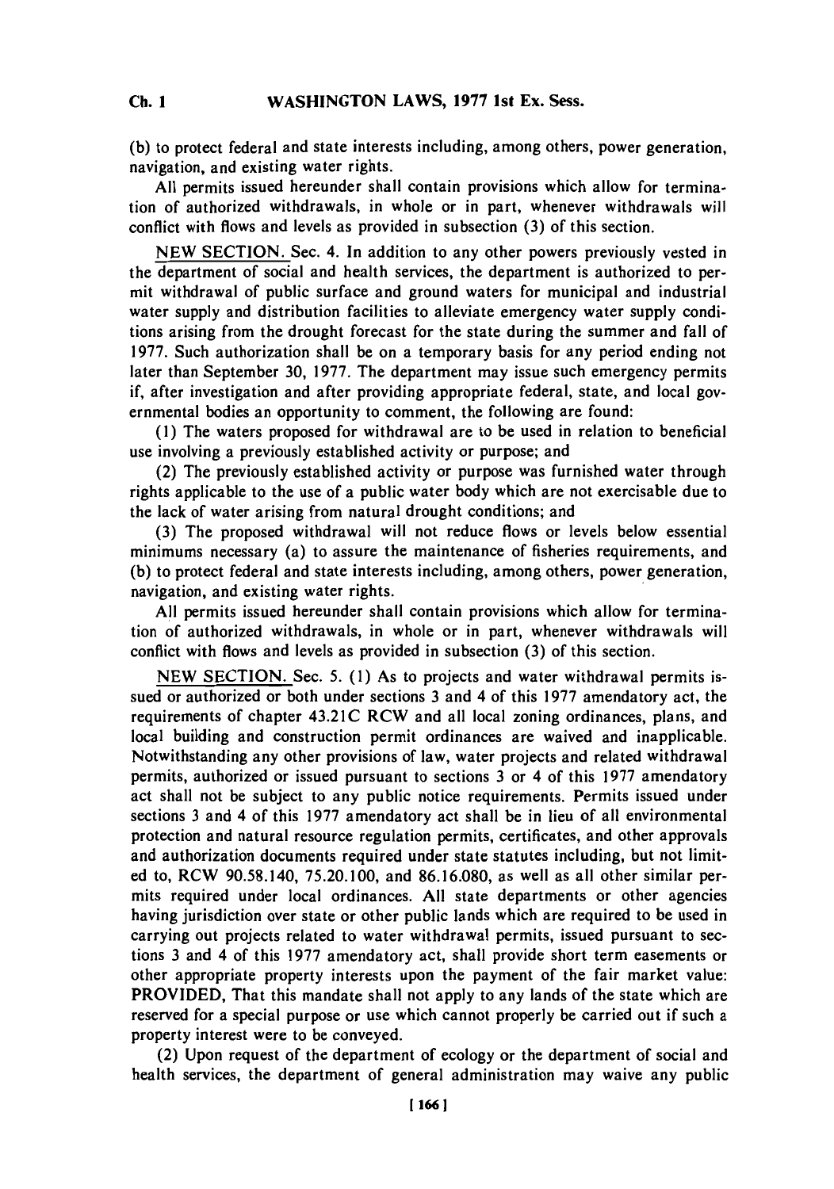(b) to protect federal and state interests including, among others, power generation, navigation, and existing water rights.

All permits issued hereunder shall contain provisions which allow for termination of authorized withdrawals, in whole or in part, whenever withdrawals will conflict with flows and levels as provided in subsection (3) of this section.

NEW SECTION. Sec. 4. In addition to any other powers previously vested in the department of social and health services, the department is authorized to permit withdrawal of public surface and ground waters for municipal and industrial water supply and distribution facilities to alleviate emergency water supply conditions arising from the drought forecast for the state during the summer and fall of 1977. Such authorization shall be on a temporary basis for any period ending not later than September 30, 1977. The department may issue such emergency permits if, after investigation and after providing appropriate federal, state, and local governmental bodies an opportunity to comment, the following are found:

(1) The waters proposed for withdrawal are to be used in relation to beneficial use involving a previously established activity or purpose; and

(2) The previously established activity or purpose was furnished water through rights applicable to the use of a public water body which are not exercisable due to the lack of water arising from natural drought conditions; and

(3) The proposed withdrawal will not reduce flows or levels below essential minimums necessary (a) to assure the maintenance of fisheries requirements, and (b) to protect federal and state interests including, among others, power generation, navigation, and existing water rights.

All permits issued hereunder shall contain provisions which allow for termination of authorized withdrawals, in whole or in part, whenever withdrawals will conflict with flows and levels as provided in subsection (3) of this section.

NEW SECTION. Sec. 5. (1) As to projects and water withdrawal permits issued or authorized or both under sections 3 and 4 of this 1977 amendatory act, the requirements of chapter 43.21C RCW and all local zoning ordinances, plans, and local building and construction permit ordinances are waived and inapplicable. Notwithstanding any other provisions of law, water projects and related withdrawal permits, authorized or issued pursuant to sections 3 or 4 of this 1977 amendatory act shall not be subject to any public notice requirements. Permits issued under sections 3 and 4 of this 1977 amendatory act shall be in lieu of all environmental protection and natural resource regulation permits, certificates, and other approvals and authorization documents required under state statutes including, but not limited to, RCW 90.58.140, 75.20.100, and 86.16.080, as well as all other similar permits required under local ordinances. All state departments or other agencies having jurisdiction over state or other public lands which are required to be used in carrying out projects related to water withdrawal permits, issued pursuant to sections 3 and 4 of this 1977 amendatory act, shall provide short term easements or other appropriate property interests upon the payment of the fair market value: PROVIDED, That this mandate shall not apply to any lands of the state which are reserved for a special purpose or use which cannot properly be carried out if such a property interest were to be conveyed.

(2) Upon request of the department of ecology or the department of social and health services, the department of general administration may waive any public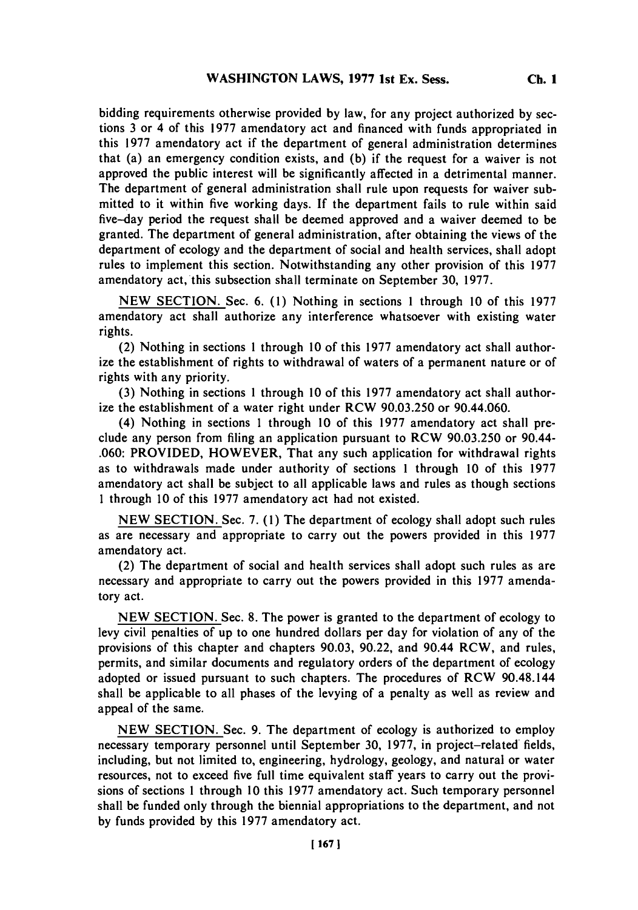bidding requirements otherwise provided by law, for any project authorized by sections 3 or 4 of this 1977 amendatory act and financed with funds appropriated in this 1977 amendatory act if the department of general administration determines that (a) an emergency condition exists, and (b) if the request for a waiver is not approved the public interest will be significantly affected in a detrimental manner. The department of general administration shall rule upon requests for waiver submitted to it within five working days. If the department fails to rule within said five-day period the request shall be deemed approved and a waiver deemed to be granted. The department of general administration, after obtaining the views of the department of ecology and the department of social and health services, shall adopt rules to implement this section. Notwithstanding any other provision of this 1977 amendatory act, this subsection shall terminate on September 30, 1977.

NEW SECTION. Sec. 6. (1) Nothing in sections 1 through 10 of this 1977 amendatory act shall authorize any interference whatsoever with existing water rights.

(2) Nothing in sections 1 through 10 of this 1977 amendatory act shall authorize the establishment of rights to withdrawal of waters of a permanent nature or of rights with any priority.

(3) Nothing in sections 1 through 10 of this 1977 amendatory act shall authorize the establishment of a water right under RCW 90.03.250 or 90.44.060.

(4) Nothing in sections 1 through 10 of this 1977 amendatory act shall preclude any person from filing an application pursuant to RCW 90.03.250 or 90.44-.060: PROVIDED, HOWEVER, That any such application for withdrawal rights as to withdrawals made under authority of sections 1 through 10 of this 1977 amendatory act shall be subject to all applicable laws and rules as though sections 1 through 10 of this 1977 amendatory act had not existed.

NEW SECTION. Sec. 7. (1) The department of ecology shall adopt such rules as are necessary and appropriate to carry out the powers provided in this 1977 amendatory act.

(2) The department of social and health services shall adopt such rules as are necessary and appropriate to carry out the powers provided in this 1977 amendatory act.

NEW SECTION. Sec. 8. The power is granted to the department of ecology to levy civil penalties of up to one hundred dollars per day for violation of any of the provisions of this chapter and chapters 90.03, 90.22, and 90.44 RCW, and rules, permits, and similar documents and regulatory orders of the department of ecology adopted or issued pursuant to such chapters. The procedures of RCW 90.48.144 shall be applicable to all phases of the levying of a penalty as well as review and appeal of the same.

NEW SECTION. Sec. 9. The department of ecology is authorized to employ necessary temporary personnel until September 30, 1977, in project-related fields, including, but not limited to, engineering, hydrology, geology, and natural or water resources, not to exceed five full time equivalent staff years to carry out the provisions of sections 1 through 10 this 1977 amendatory act. Such temporary personnel shall be funded only through the biennial appropriations to the department, and not by funds provided by this 1977 amendatory act.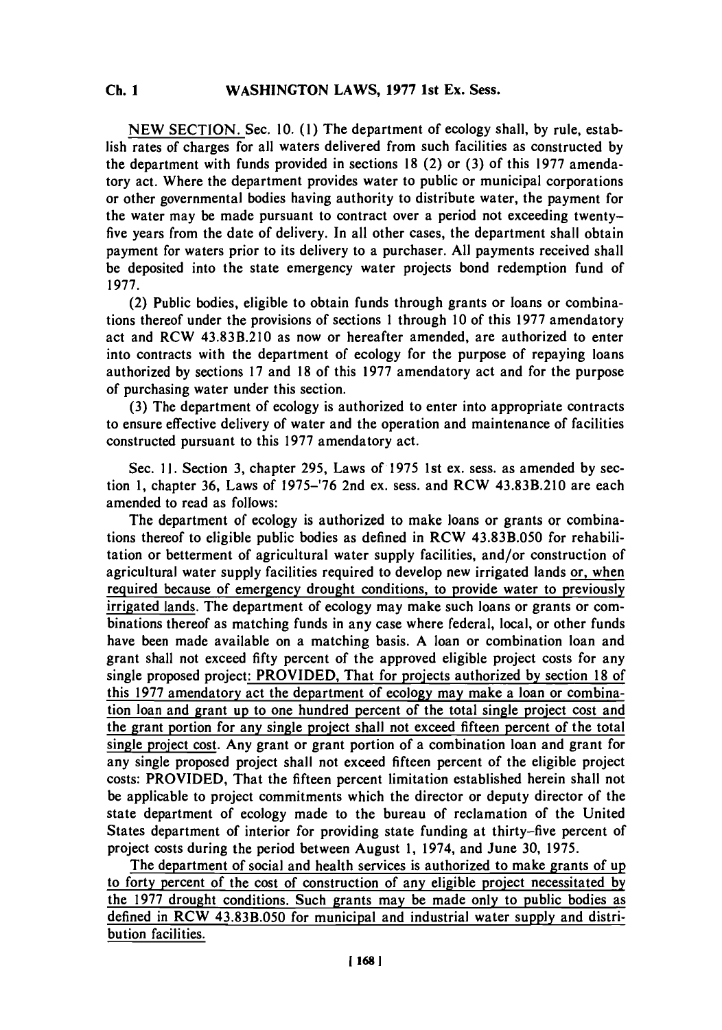NEW SECTION. Sec. 10. (1) The department of ecology shall, by rule, establish rates of charges for all waters delivered from such facilities as constructed by the department with funds provided in sections 18 (2) or (3) of this 1977 amendatory act. Where the department provides water to public or municipal corporations or other governmental bodies having authority to distribute water, the payment for the water may be made pursuant to contract over a period not exceeding twenty-five years from the date of delivery. In all other cases, the department shall obtain payment for waters prior to its delivery to a purchaser. All payments received shall be deposited into the state emergency water projects bond redemption fund of 1977.

(2) Public bodies, eligible to obtain funds through grants or loans or combinations thereof under the provisions of sections 1 through 10 of this 1977 amendatory act and RCW 43.83B.210 as now or hereafter amended, are authorized to enter into contracts with the department of ecology for the purpose of repaying loans authorized by sections 17 and 18 of this 1977 amendatory act and for the purpose of purchasing water under this section.

(3) The department of ecology is authorized to enter into appropriate contracts to ensure effective delivery of water and the operation and maintenance of facilities constructed pursuant to this 1977 amendatory act.

Sec. 11. Section 3, chapter 295, Laws of 1975 1st ex. sess. as amended by section 1, chapter 36, Laws of 1975–'76 2nd ex. sess. and RCW 43.83B.210 are each amended to read as follows:

The department of ecology is authorized to make loans or grants or combinations thereof to eligible public bodies as defined in RCW 43.83B.050 for rehabilitation or betterment of agricultural water supply facilities, and/or construction of agricultural water supply facilities required to develop new irrigated lands or, when required because of emergency drought conditions, to provide water to previously irrigated lands. The department of ecology may make such loans or grants or combinations thereof as matching funds in any case where federal, local, or other funds have been made available on a matching basis. A loan or combination loan and grant shall not exceed fifty percent of the approved eligible project costs for any single proposed project: PROVIDED, That for projects authorized by section 18 of this 1977 amendatory act the department of ecology may make a loan or combination loan and grant up to one hundred percent of the total single project cost and the grant portion for any single project shall not exceed fifteen percent of the total single project cost. Any grant or grant portion of a combination loan and grant for any single proposed project shall not exceed fifteen percent of the eligible project costs: PROVIDED, That the fifteen percent limitation established herein shall not be applicable to project commitments which the director or deputy director of the state department of ecology made to the bureau of reclamation of the United States department of interior for providing state funding at thirty-five percent of project costs during the period between August 1, 1974, and June 30, 1975.

The department of social and health services is authorized to make grants of up to forty percent of the cost of construction of any eligible project necessitated by the 1977 drought conditions. Such grants may be made only to public bodies as defined in RCW 43.83B.050 for municipal and industrial water supply and distribution facilities.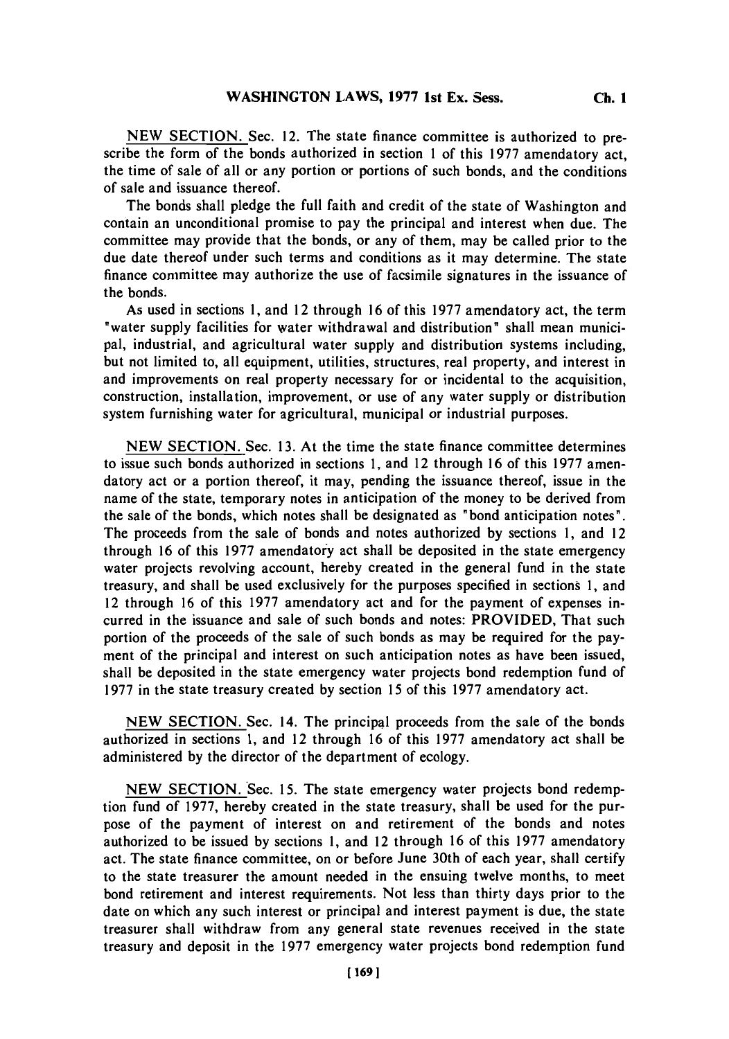NEW SECTION. Sec. 12. The state finance committee is authorized to prescribe the form of the bonds authorized in section 1 of this 1977 amendatory act, the time of sale of all or any portion or portions of such bonds, and the conditions of sale and issuance thereof.

The bonds shall pledge the full faith and credit of the state of Washington and contain an unconditional promise to pay the principal and interest when due. The committee may provide that the bonds, or any of them, may be called prior to the due date thereof under such terms and conditions as it may determine. The state finance committee may authorize the use of facsimile signatures in the issuance of the bonds.

As used in sections 1, and 12 through 16 of this 1977 amendatory act, the term "water supply facilities for water withdrawal and distribution" shall mean municipal, industrial, and agricultural water supply and distribution systems including, but not limited to, all equipment, utilities, structures, real property, and interest in and improvements on real property necessary for or incidental to the acquisition, construction, installation, improvement, or use of any water supply or distribution system furnishing water for agricultural, municipal or industrial purposes.

NEW SECTION. Sec. 13. At the time the state finance committee determines to issue such bonds authorized in sections 1, and 12 through 16 of this 1977 amendatory act or a portion thereof, it may, pending the issuance thereof, issue in the name of the state, temporary notes in anticipation of the money to be derived from the sale of the bonds, which notes shall be designated as "bond anticipation notes". The proceeds from the sale of bonds and notes authorized by sections 1, and 12 through 16 of this 1977 amendatory act shall be deposited in the state emergency water projects revolving account, hereby created in the general fund in the state treasury, and shall be used exclusively for the purposes specified in sections 1, and 12 through 16 of this 1977 amendatory act and for the payment of expenses incurred in the issuance and sale of such bonds and notes: PROVIDED, That such portion of the proceeds of the sale of such bonds as may be required for the payment of the principal and interest on such anticipation notes as have been issued, shall be deposited in the state emergency water projects bond redemption fund of 1977 in the state treasury created by section 15 of this 1977 amendatory act.

NEW SECTION. Sec. 14. The principal proceeds from the sale of the bonds authorized in sections 1, and 12 through 16 of this 1977 amendatory act shall be administered by the director of the department of ecology.

NEW SECTION. Sec. 15. The state emergency water projects bond redemption fund of 1977, hereby created in the state treasury, shall be used for the purpose of the payment of interest on and retirement of the bonds and notes authorized to be issued by sections 1, and 12 through 16 of this 1977 amendatory act. The state finance committee, on or before June 30th of each year, shall certify to the state treasurer the amount needed in the ensuing twelve months, to meet bond retirement and interest requirements. Not less than thirty days prior to the date on which any such interest or principal and interest payment is due, the state treasurer shall withdraw from any general state revenues received in the state treasury and deposit in the 1977 emergency water projects bond redemption fund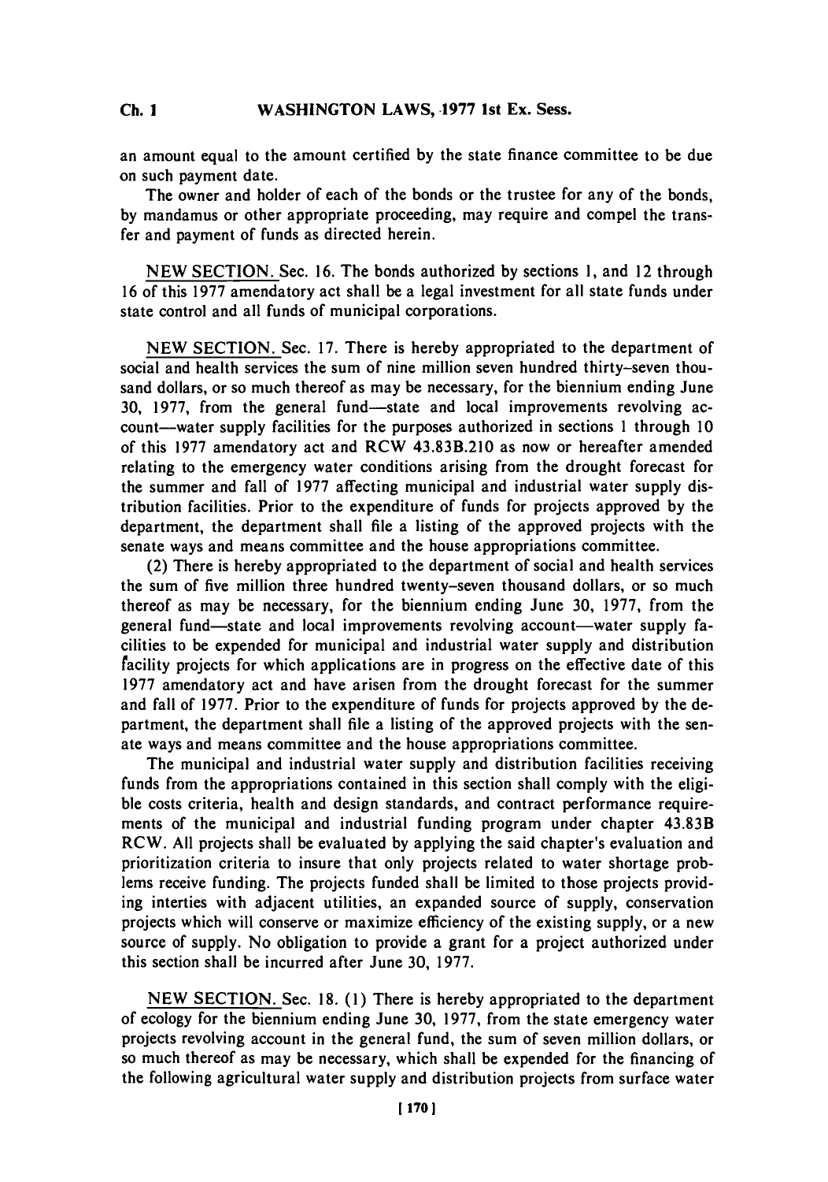an amount equal to the amount certified by the state finance committee to be due on such payment date.

The owner and holder of each of the bonds or the trustee for any of the bonds, by mandamus or other appropriate proceeding, may require and compel the transfer and payment of funds as directed herein.

NEW SECTION. Sec. 16. The bonds authorized by sections 1, and 12 through 16 of this 1977 amendatory act shall be a legal investment for all state funds under state control and all funds of municipal corporations.

NEW SECTION. Sec. 17. There is hereby appropriated to the department of social and health services the sum of nine million seven hundred thirty-seven thousand dollars, or so much thereof as may be necessary, for the biennium ending June 30, 1977, from the general fund—state and local improvements revolving account—water supply facilities for the purposes authorized in sections 1 through 10 of this 1977 amendatory act and RCW 43.83B.210 as now or hereafter amended relating to the emergency water conditions arising from the drought forecast for the summer and fall of 1977 affecting municipal and industrial water supply distribution facilities. Prior to the expenditure of funds for projects approved by the department, the department shall file a listing of the approved projects with the senate ways and means committee and the house appropriations committee.

(2) There is hereby appropriated to the department of social and health services the sum of five million three hundred twenty-seven thousand dollars, or so much thereof as may be necessary, for the biennium ending June 30, 1977, from the general fund—state and local improvements revolving account—water supply facilities to be expended for municipal and industrial water supply and distribution facility projects for which applications are in progress on the effective date of this 1977 amendatory act and have arisen from the drought forecast for the summer and fall of 1977. Prior to the expenditure of funds for projects approved by the department, the department shall file a listing of the approved projects with the senate ways and means committee and the house appropriations committee.

The municipal and industrial water supply and distribution facilities receiving funds from the appropriations contained in this section shall comply with the eligible costs criteria, health and design standards, and contract performance requirements of the municipal and industrial funding program under chapter 43.83B RCW. All projects shall be evaluated by applying the said chapter's evaluation and prioritization criteria to insure that only projects related to water shortage problems receive funding. The projects funded shall be limited to those projects providing interties with adjacent utilities, an expanded source of supply, conservation projects which will conserve or maximize efficiency of the existing supply, or a new source of supply. No obligation to provide a grant for a project authorized under this section shall be incurred after June 30, 1977.

NEW SECTION. Sec. 18. (1) There is hereby appropriated to the department of ecology for the biennium ending June 30, 1977, from the state emergency water projects revolving account in the general fund, the sum of seven million dollars, or so much thereof as may be necessary, which shall be expended for the financing of the following agricultural water supply and distribution projects from surface water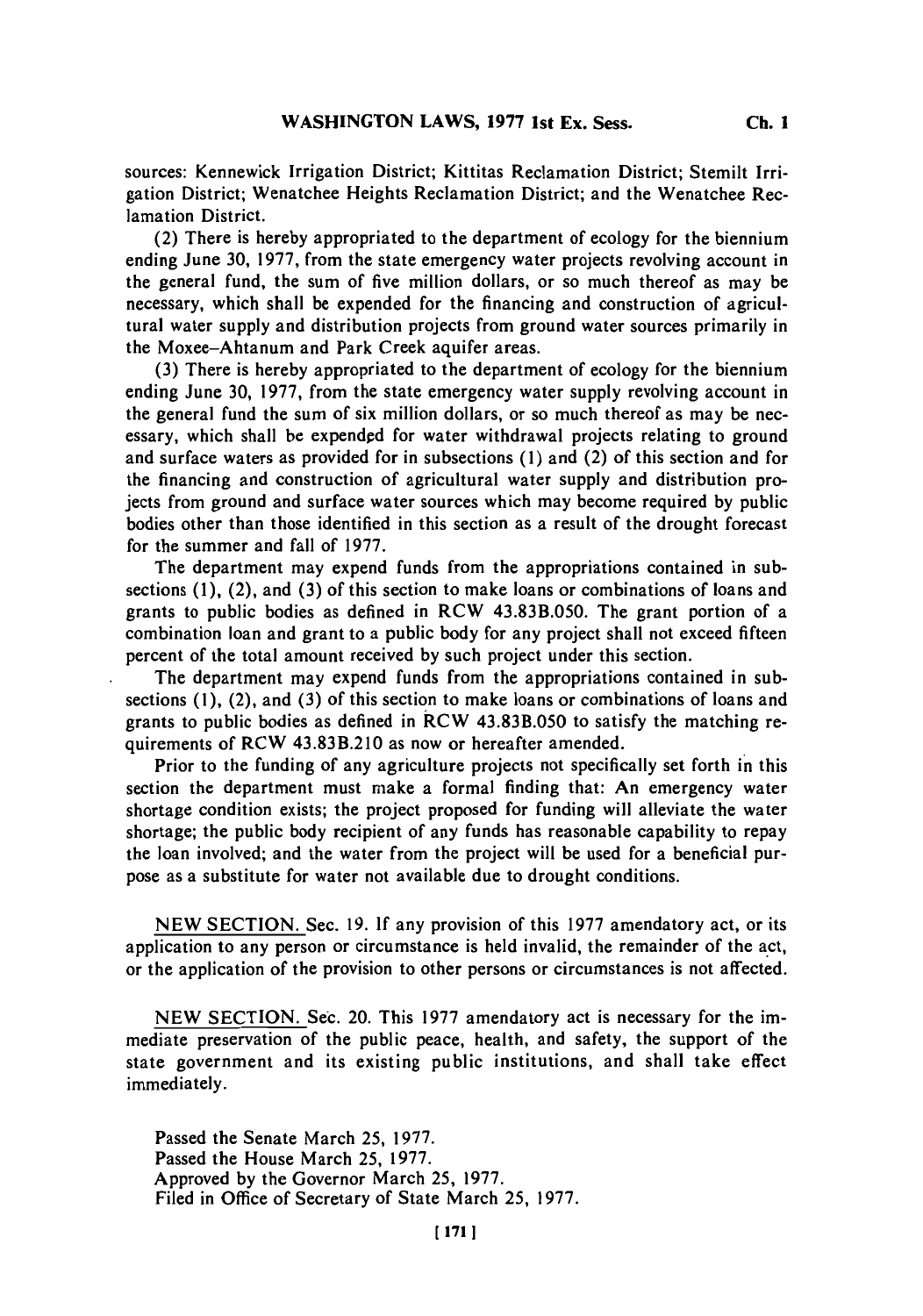sources: Kennewick Irrigation District; Kittitas Reclamation District; Stemilt Irrigation District; Wenatchee Heights Reclamation District; and the Wenatchee Reclamation District.

(2) There is hereby appropriated to the department of ecology for the biennium ending June 30, 1977, from the state emergency water projects revolving account in the general fund, the sum of five million dollars, or so much thereof as may be necessary, which shall be expended for the financing and construction of agricultural water supply and distribution projects from ground water sources primarily in the Moxee-Ahtanum and Park Creek aquifer areas.

(3) There is hereby appropriated to the department of ecology for the biennium ending June 30, 1977, from the state emergency water supply revolving account in the general fund the sum of six million dollars, or so much thereof as may be necessary, which shall be expended for water withdrawal projects relating to ground and surface waters as provided for in subsections (1) and (2) of this section and for the financing and construction of agricultural water supply and distribution projects from ground and surface water sources which may become required by public bodies other than those identified in this section as a result of the drought forecast for the summer and fall of 1977.

The department may expend funds from the appropriations contained in subsections (1), (2), and (3) of this section to make loans or combinations of loans and grants to public bodies as defined in RCW 43.83B.050. The grant portion of a combination loan and grant to a public body for any project shall not exceed fifteen percent of the total amount received by such project under this section.

The department may expend funds from the appropriations contained in subsections (1), (2), and (3) of this section to make loans or combinations of loans and grants to public bodies as defined in RCW 43.83B.050 to satisfy the matching requirements of RCW 43.83B.210 as now or hereafter amended.

Prior to the funding of any agriculture projects not specifically set forth in this section the department must make a formal finding that: An emergency water shortage condition exists; the project proposed for funding will alleviate the water shortage; the public body recipient of any funds has reasonable capability to repay the loan involved; and the water from the project will be used for a beneficial purpose as a substitute for water not available due to drought conditions.

NEW SECTION. Sec. 19. If any provision of this 1977 amendatory act, or its application to any person or circumstance is held invalid, the remainder of the act, or the application of the provision to other persons or circumstances is not affected.

NEW SECTION. Sec. 20. This 1977 amendatory act is necessary for the immediate preservation of the public peace, health, and safety, the support of the state government and its existing public institutions, and shall take effect immediately.

Passed the Senate March 25, 1977.
Passed the House March 25, 1977.
Approved by the Governor March 25, 1977.
Filed in Office of Secretary of State March 25, 1977.